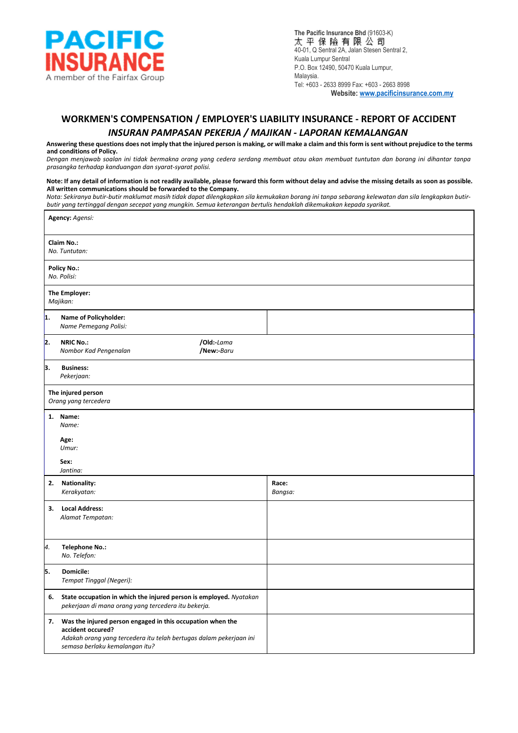**PACIFIC INSURANCE**
A member of the Fairfax Group

**The Pacific Insurance Bhd** (91603-K)
太平保險有限公司
40-01, Q Sentral 2A, Jalan Stesen Sentral 2,
Kuala Lumpur Sentral
P.O. Box 12490, 50470 Kuala Lumpur,
Malaysia.
Tel: +603 - 2633 8999 Fax: +603 - 2663 8998
**Website: www.pacificinsurance.com.my**

# WORKMEN'S COMPENSATION / EMPLOYER'S LIABILITY INSURANCE - REPORT OF ACCIDENT

## *INSURAN PAMPASAN PEKERJA / MAJIKAN - LAPORAN KEMALANGAN*

**Answering these questions does not imply that the injured person is making, or will make a claim and this form is sent without prejudice to the terms and conditions of Policy.**
*Dengan menjawab soalan ini tidak bermakna orang yang cedera serdang membuat atau akan membuat tuntutan dan borang ini dihantar tanpa prasangka terhadap kanduangan dan syarat-syarat polisi.*

**Note: If any detail of information is not readily available, please forward this form without delay and advise the missing details as soon as possible. All written communications should be forwarded to the Company.**
*Nota: Sekiranya butir-butir maklumat masih tidak dapat dilengkapkan sila kemukakan borang ini tanpa sebarang kelewatan dan sila lengkapkan butir-butir yang tertinggal dengan secepat yang mungkin. Semua keterangan bertulis hendaklah dikemukakan kepada syarikat.*

| | |
|---|---|
| **Agency:** *Agensi:* | |
| **Claim No.:** *No. Tuntutan:* | |
| **Policy No.:** *No. Polisi:* | |
| **The Employer:** *Majikan:* | |
| 1. **Name of Policyholder:** *Name Pemegang Polisi:* | |
| 2. **NRIC No.:** *Nombor Kad Pengenalan* **/Old:-***Lama* **/New:-***Baru* | |
| 3. **Business:** *Pekerjaan:* | |
| **The injured person** *Orang yang tercedera* | |
| 1. **Name:** *Name:* **Age:** *Umur:* **Sex:** *Jantina:* | |
| 2. **Nationality:** *Kerakyatan:* | **Race:** *Bangsa:* |
| 3. **Local Address:** *Alamat Tempatan:* | |
| 4. **Telephone No.:** *No. Telefon:* | |
| 5. **Domicile:** *Tempat Tinggal (Negeri):* | |
| 6. **State occupation in which the injured person is employed.** *Nyatakan pekerjaan di mana orang yang tercedera itu bekerja.* | |
| 7. **Was the injured person engaged in this occupation when the accident occured?** *Adakah orang yang tercedera itu telah bertugas dalam pekerjaan ini semasa berlaku kemalangan itu?* | |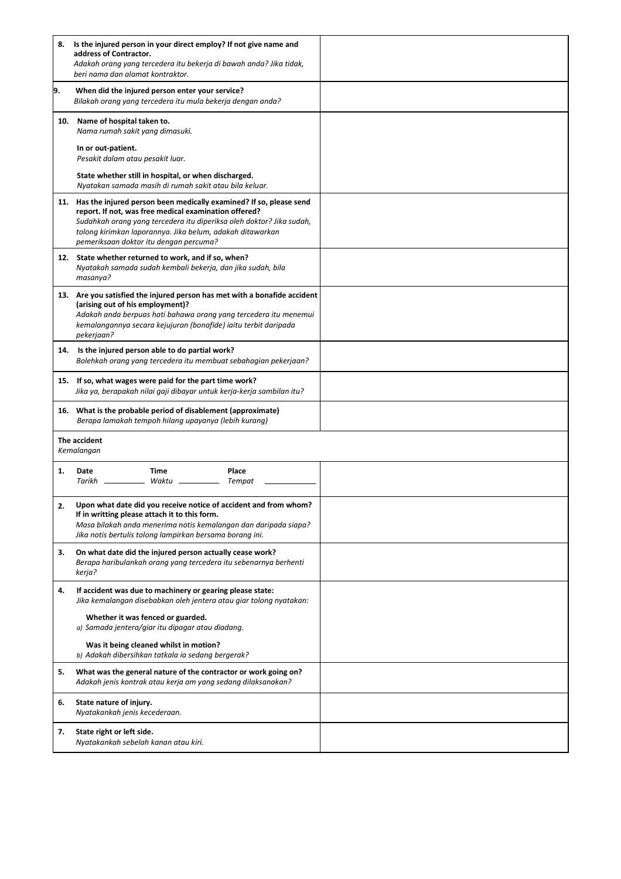| | | |
|---|---|---|
| 8. | **Is the injured person in your direct employ? If not give name and address of Contractor.**<br>*Adakah orang yang tercedera itu bekerja di bawah anda? Jika tidak, beri nama dan alamat kontraktor.* | |
| 9. | **When did the injured person enter your service?**<br>*Bilakah orang yang tercedera itu mula bekerja dengan anda?* | |
| 10. | **Name of hospital taken to.**<br>*Nama rumah sakit yang dimasuki.*<br><br>**In or out-patient.**<br>*Pesakit dalam atau pesakit luar.*<br><br>**State whether still in hospital, or when discharged.**<br>*Nyatakan samada masih di rumah sakit atau bila keluar.* | |
| 11. | **Has the injured person been medically examined? If so, please send report. If not, was free medical examination offered?**<br>*Sudahkah orang yang tercedera itu diperiksa oleh doktor? Jika sudah, tolong kirimkan laporannya. Jika belum, adakah ditawarkan pemeriksaan doktor itu dengan percuma?* | |
| 12. | **State whether returned to work, and if so, when?**<br>*Nyatakah samada sudah kembali bekerja, dan jika sudah, bila masanya?* | |
| 13. | **Are you satisfied the injured person has met with a bonafide accident (arising out of his employment)?**<br>*Adakah anda berpuas hati bahawa orang yang tercedera itu menemui kemalangannya secara kejujuran (bonafide) iaitu terbit daripada pekerjaan?* | |
| 14. | **Is the injured person able to do partial work?**<br>*Bolehkah orang yang tercedera itu membuat sebahagian pekerjaan?* | |
| 15. | **If so, what wages were paid for the part time work?**<br>*Jika ya, berapakah nilai gaji dibayar untuk kerja-kerja sambilan itu?* | |
| 16. | **What is the probable period of disablement (approximate)**<br>*Berapa lamakah tempoh hilang upayanya (lebih kurang)* | |

**The accident**
*Kemalangan*

| | | |
|---|---|---|
| 1. | **Date** *Tarikh* ________ **Time** *Waktu* ________ **Place** *Tempat* ________ | |
| 2. | **Upon what date did you receive notice of accident and from whom? If in writting please attach it to this form.**<br>*Masa bilakah anda menerima notis kemalangan dan daripada siapa? Jika notis bertulis tolong lampirkan bersama borang ini.* | |
| 3. | **On what date did the injured person actually cease work?**<br>*Berapa haribulankah orang yang tercedera itu sebenarnya berhenti kerja?* | |
| 4. | **If accident was due to machinery or gearing please state:**<br>*Jika kemalangan disebabkan oleh jentera atau giar tolong nyatakan:*<br><br>**Whether it was fenced or guarded.**<br>*a) Samada jentera/giar itu dipagar atau diadang.*<br><br>**Was it being cleaned whilst in motion?**<br>*b) Adakah dibersihkan tatkala ia sedang bergerak?* | |
| 5. | **What was the general nature of the contractor or work going on?**<br>*Adakah jenis kontrak atau kerja am yang sedang dilaksanakan?* | |
| 6. | **State nature of injury.**<br>*Nyatakankah jenis kecederaan.* | |
| 7. | **State right or left side.**<br>*Nyatakankah sebelah kanan atau kiri.* | |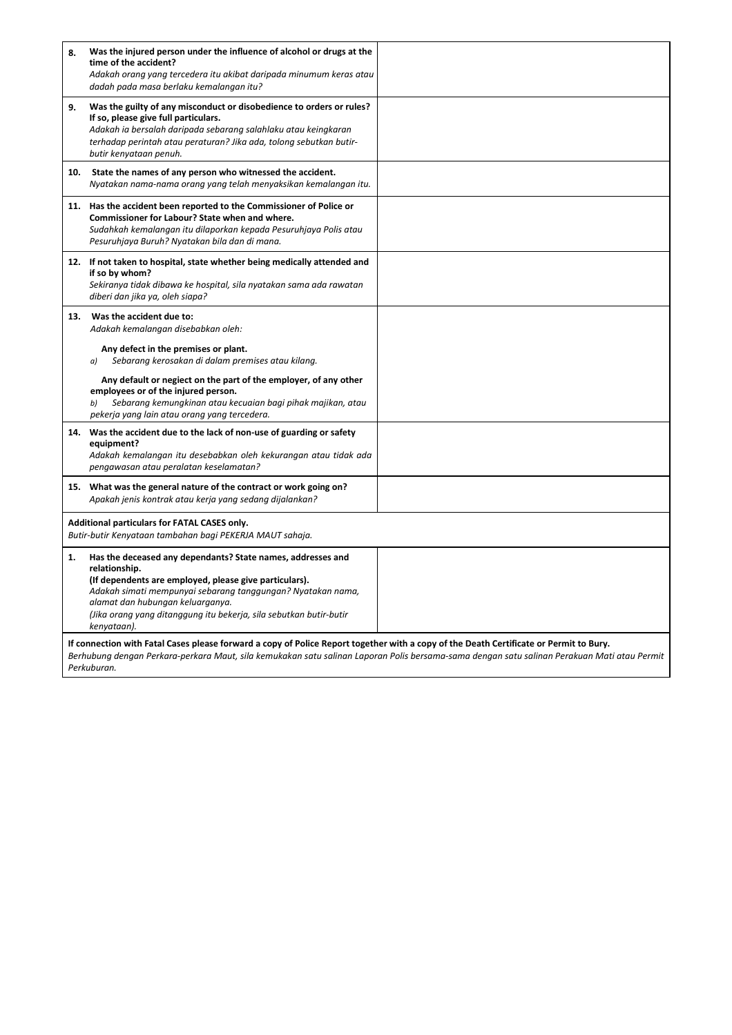| | | |
|---|---|---|
| **8.** | **Was the injured person under the influence of alcohol or drugs at the time of the accident?**<br>*Adakah orang yang tercedera itu akibat daripada minumum keras atau dadah pada masa berlaku kemalangan itu?* | |
| **9.** | **Was the guilty of any misconduct or disobedience to orders or rules? If so, please give full particulars.**<br>*Adakah ia bersalah daripada sebarang salahlaku atau keingkaran terhadap perintah atau peraturan? Jika ada, tolong sebutkan butir-butir kenyataan penuh.* | |
| **10.** | **State the names of any person who witnessed the accident.**<br>*Nyatakan nama-nama orang yang telah menyaksikan kemalangan itu.* | |
| **11.** | **Has the accident been reported to the Commissioner of Police or Commissioner for Labour? State when and where.**<br>*Sudahkah kemalangan itu dilaporkan kepada Pesuruhjaya Polis atau Pesuruhjaya Buruh? Nyatakan bila dan di mana.* | |
| **12.** | **If not taken to hospital, state whether being medically attended and if so by whom?**<br>*Sekiranya tidak dibawa ke hospital, sila nyatakan sama ada rawatan diberi dan jika ya, oleh siapa?* | |
| **13.** | **Was the accident due to:**<br>*Adakah kemalangan disebabkan oleh:*<br><br>**Any defect in the premises or plant.**<br>*a) Sebarang kerosakan di dalam premises atau kilang.*<br><br>**Any default or negiect on the part of the employer, of any other employees or of the injured person.**<br>*b) Sebarang kemungkinan atau kecuaian bagi pihak majikan, atau pekerja yang lain atau orang yang tercedera.* | |
| **14.** | **Was the accident due to the lack of non-use of guarding or safety equipment?**<br>*Adakah kemalangan itu desebabkan oleh kekurangan atau tidak ada pengawasan atau peralatan keselamatan?* | |
| **15.** | **What was the general nature of the contract or work going on?**<br>*Apakah jenis kontrak atau kerja yang sedang dijalankan?* | |

**Additional particulars for FATAL CASES only.**
*Butir-butir Kenyataan tambahan bagi PEKERJA MAUT sahaja.*

| | | |
|---|---|---|
| **1.** | **Has the deceased any dependants? State names, addresses and relationship.**<br>**(If dependents are employed, please give particulars).**<br>*Adakah simati mempunyai sebarang tanggungan? Nyatakan nama, alamat dan hubungan keluarganya.*<br>*(Jika orang yang ditanggung itu bekerja, sila sebutkan butir-butir kenyataan).* | |

**If connection with Fatal Cases please forward a copy of Police Report together with a copy of the Death Certificate or Permit to Bury.**
*Berhubung dengan Perkara-perkara Maut, sila kemukakan satu salinan Laporan Polis bersama-sama dengan satu salinan Perakuan Mati atau Permit Perkuburan.*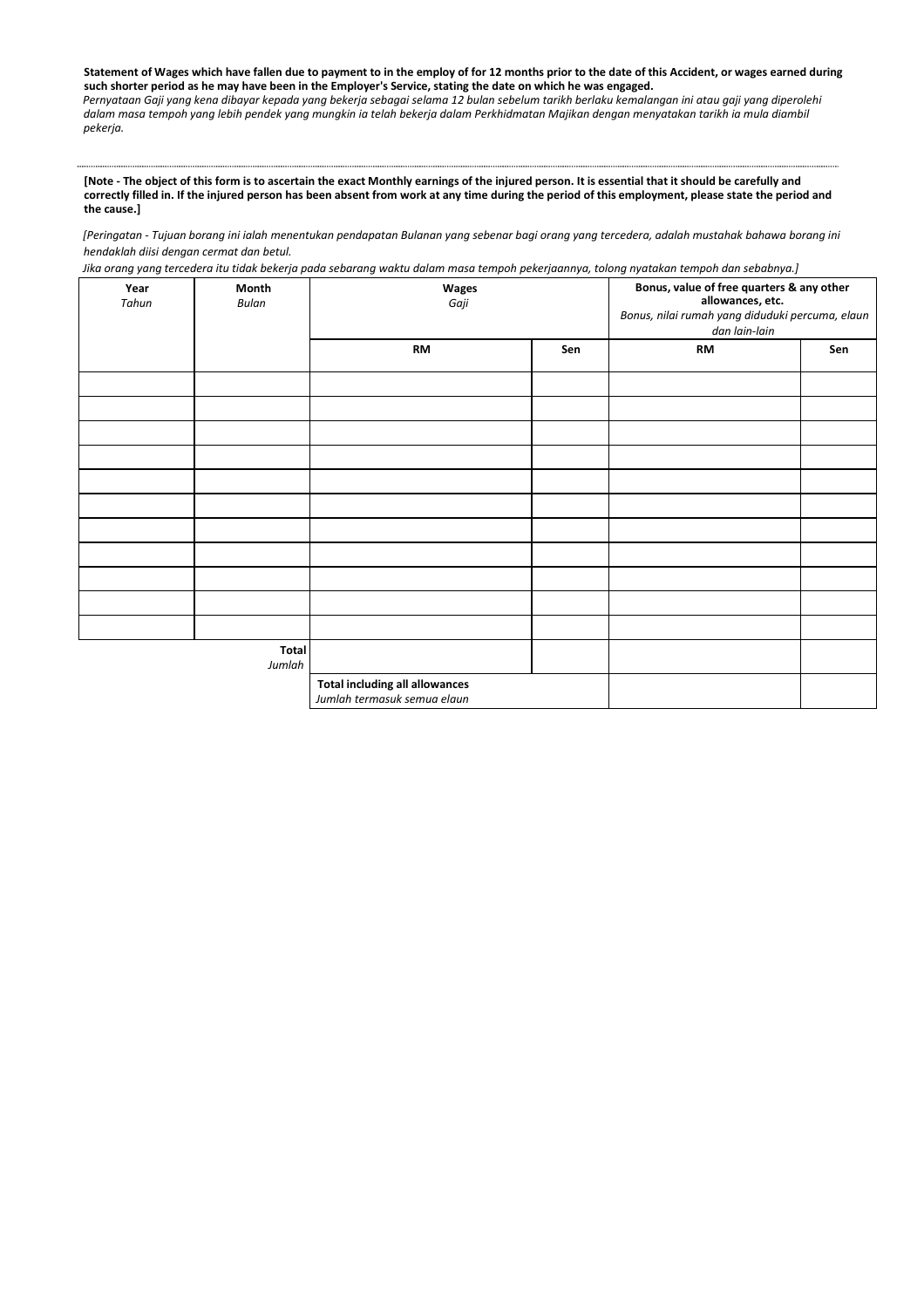**Statement of Wages which have fallen due to payment to in the employ of for 12 months prior to the date of this Accident, or wages earned during such shorter period as he may have been in the Employer's Service, stating the date on which he was engaged.**

*Pernyataan Gaji yang kena dibayar kepada yang bekerja sebagai selama 12 bulan sebelum tarikh berlaku kemalangan ini atau gaji yang diperolehi dalam masa tempoh yang lebih pendek yang mungkin ia telah bekerja dalam Perkhidmatan Majikan dengan menyatakan tarikh ia mula diambil pekerja.*

---

**[Note - The object of this form is to ascertain the exact Monthly earnings of the injured person. It is essential that it should be carefully and correctly filled in. If the injured person has been absent from work at any time during the period of this employment, please state the period and the cause.]**

*[Peringatan - Tujuan borang ini ialah menentukan pendapatan Bulanan yang sebenar bagi orang yang tercedera, adalah mustahak bahawa borang ini hendaklah diisi dengan cermat dan betul.*

*Jika orang yang tercedera itu tidak bekerja pada sebarang waktu dalam masa tempoh pekerjaannya, tolong nyatakan tempoh dan sebabnya.]*

| **Year** *Tahun* | **Month** *Bulan* | **Wages** *Gaji* | | **Bonus, value of free quarters & any other allowances, etc.** *Bonus, nilai rumah yang diduduki percuma, elaun dan lain-lain* | |
|---|---|---|---|---|---|
| | | **RM** | **Sen** | **RM** | **Sen** |
| | | | | | |
| | | | | | |
| | | | | | |
| | | | | | |
| | | | | | |
| | | | | | |
| | | | | | |
| | | | | | |
| | | | | | |
| | | | | | |
| | | | | | |
| | **Total** *Jumlah* | | | | |
| | | **Total including all allowances** *Jumlah termasuk semua elaun* | | | |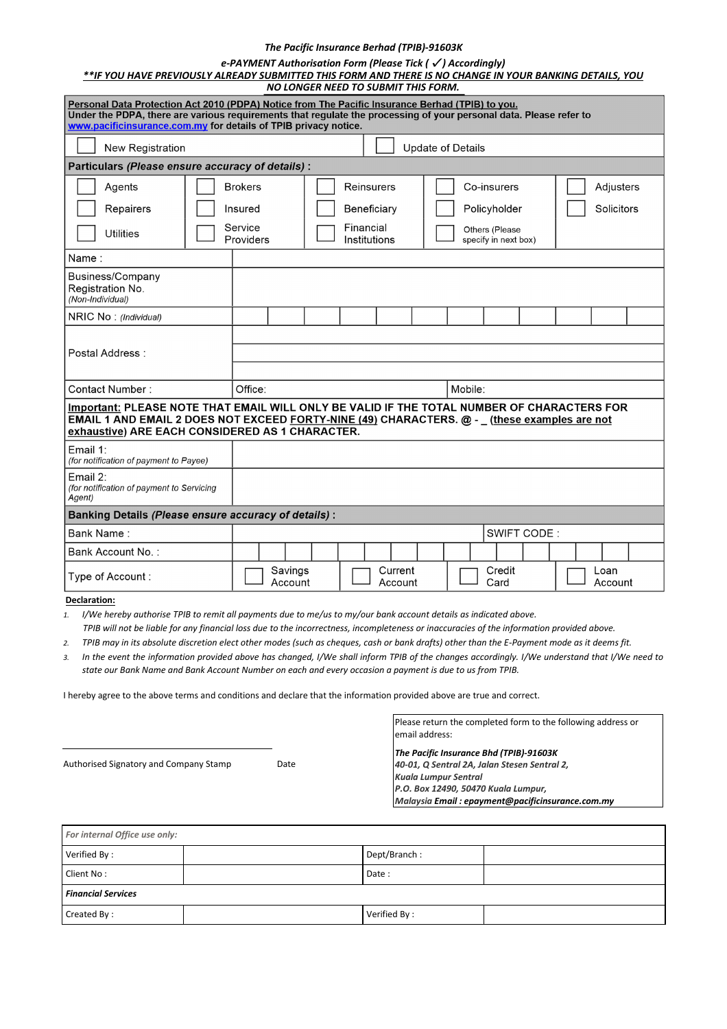*The Pacific Insurance Berhad (TPIB)-91603K*

*e-PAYMENT Authorisation Form (Please Tick ( ✓) Accordingly)*

***\*\*IF YOU HAVE PREVIOUSLY ALREADY SUBMITTED THIS FORM AND THERE IS NO CHANGE IN YOUR BANKING DETAILS, YOU NO LONGER NEED TO SUBMIT THIS FORM.***

**Personal Data Protection Act 2010 (PDPA) Notice from The Pacific Insurance Berhad (TPIB) to you.**
**Under the PDPA, there are various requirements that regulate the processing of your personal data. Please refer to www.pacificinsurance.com.my for details of TPIB privacy notice.**

| ☐ New Registration | ☐ Update of Details |
|---|---|

**Particulars *(Please ensure accuracy of details)* :**

| | | | | |
|---|---|---|---|---|
| ☐ Agents | ☐ Brokers | ☐ Reinsurers | ☐ Co-insurers | ☐ Adjusters |
| ☐ Repairers | ☐ Insured | ☐ Beneficiary | ☐ Policyholder | ☐ Solicitors |
| ☐ Utilities | ☐ Service Providers | ☐ Financial Institutions | ☐ Others (Please specify in next box) | |

| | | |
|---|---|---|
| Name : | | |
| Business/Company Registration No. *(Non-Individual)* | | |
| NRIC No : *(Individual)* | | |
| Postal Address : | | |
| Contact Number : | Office: | Mobile: |

**Important: PLEASE NOTE THAT EMAIL WILL ONLY BE VALID IF THE TOTAL NUMBER OF CHARACTERS FOR EMAIL 1 AND EMAIL 2 DOES NOT EXCEED FORTY-NINE (49) CHARACTERS. @ - _ (these examples are not exhaustive) ARE EACH CONSIDERED AS 1 CHARACTER.**

| | |
|---|---|
| Email 1: *(for notification of payment to Payee)* | |
| Email 2: *(for notification of payment to Servicing Agent)* | |

**Banking Details *(Please ensure accuracy of details)* :**

| | | | | |
|---|---|---|---|---|
| Bank Name : | | | SWIFT CODE : | |
| Bank Account No. : | | | | |
| Type of Account : | ☐ Savings Account | ☐ Current Account | ☐ Credit Card | ☐ Loan Account |

**Declaration:**

1. *I/We hereby authorise TPIB to remit all payments due to me/us to my/our bank account details as indicated above. TPIB will not be liable for any financial loss due to the incorrectness, incompleteness or inaccuracies of the information provided above.*
2. *TPIB may in its absolute discretion elect other modes (such as cheques, cash or bank drafts) other than the E-Payment mode as it deems fit.*
3. *In the event the information provided above has changed, I/We shall inform TPIB of the changes accordingly. I/We understand that I/We need to state our Bank Name and Bank Account Number on each and every occasion a payment is due to us from TPIB.*

I hereby agree to the above terms and conditions and declare that the information provided above are true and correct.

_______________________________

Authorised Signatory and Company Stamp          Date

Please return the completed form to the following address or email address:

***The Pacific Insurance Bhd (TPIB)-91603K***
***40-01, Q Sentral 2A, Jalan Stesen Sentral 2,***
***Kuala Lumpur Sentral***
***P.O. Box 12490, 50470 Kuala Lumpur,***
***Malaysia Email : epayment@pacificinsurance.com.my***

| *For internal Office use only:* | | | |
|---|---|---|---|
| Verified By : | | Dept/Branch : | |
| Client No : | | Date : | |
| ***Financial Services*** | | | |
| Created By : | | Verified By : | |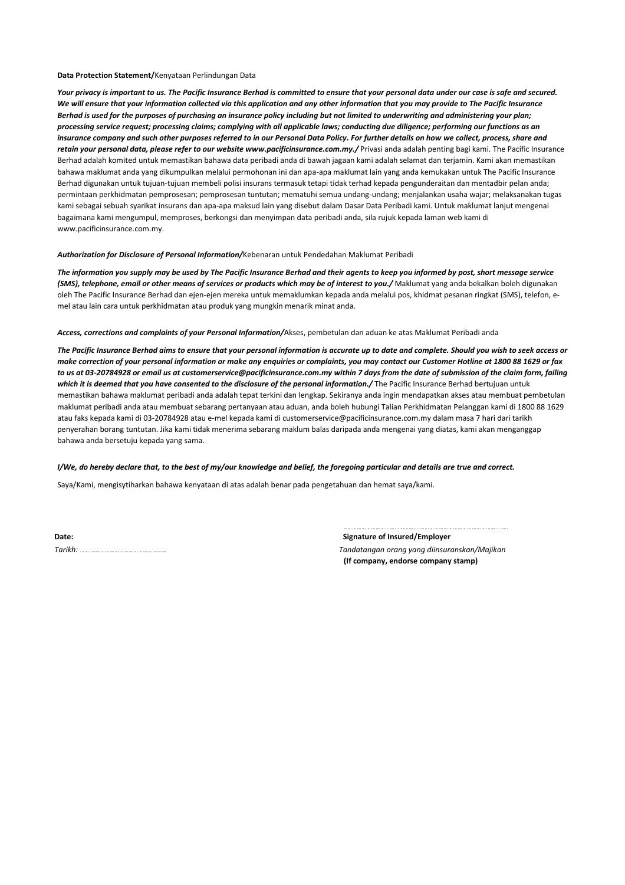**Data Protection Statement/**Kenyataan Perlindungan Data

***Your privacy is important to us. The Pacific Insurance Berhad is committed to ensure that your personal data under our case is safe and secured. We will ensure that your information collected via this application and any other information that you may provide to The Pacific Insurance Berhad is used for the purposes of purchasing an insurance policy including but not limited to underwriting and administering your plan; processing service request; processing claims; complying with all applicable laws; conducting due diligence; performing our functions as an insurance company and such other purposes referred to in our Personal Data Policy. For further details on how we collect, process, share and retain your personal data, please refer to our website www.pacificinsurance.com.my./*** Privasi anda adalah penting bagi kami. The Pacific Insurance Berhad adalah komited untuk memastikan bahawa data peribadi anda di bawah jagaan kami adalah selamat dan terjamin. Kami akan memastikan bahawa maklumat anda yang dikumpulkan melalui permohonan ini dan apa-apa maklumat lain yang anda kemukakan untuk The Pacific Insurance Berhad digunakan untuk tujuan-tujuan membeli polisi insurans termasuk tetapi tidak terhad kepada pengunderaitan dan mentadbir pelan anda; permintaan perkhidmatan pemprosesan; pemprosesan tuntutan; mematuhi semua undang-undang; menjalankan usaha wajar; melaksanakan tugas kami sebagai sebuah syarikat insurans dan apa-apa maksud lain yang disebut dalam Dasar Data Peribadi kami. Untuk maklumat lanjut mengenai bagaimana kami mengumpul, memproses, berkongsi dan menyimpan data peribadi anda, sila rujuk kepada laman web kami di www.pacificinsurance.com.my.

***Authorization for Disclosure of Personal Information/***Kebenaran untuk Pendedahan Maklumat Peribadi

***The information you supply may be used by The Pacific Insurance Berhad and their agents to keep you informed by post, short message service (SMS), telephone, email or other means of services or products which may be of interest to you./*** Maklumat yang anda bekalkan boleh digunakan oleh The Pacific Insurance Berhad dan ejen-ejen mereka untuk memaklumkan kepada anda melalui pos, khidmat pesanan ringkat (SMS), telefon, e-mel atau lain cara untuk perkhidmatan atau produk yang mungkin menarik minat anda.

***Access, corrections and complaints of your Personal Information/***Akses, pembetulan dan aduan ke atas Maklumat Peribadi anda

***The Pacific Insurance Berhad aims to ensure that your personal information is accurate up to date and complete. Should you wish to seek access or make correction of your personal information or make any enquiries or complaints, you may contact our Customer Hotline at 1800 88 1629 or fax to us at 03-20784928 or email us at customerservice@pacificinsurance.com.my within 7 days from the date of submission of the claim form, failing which it is deemed that you have consented to the disclosure of the personal information./*** The Pacific Insurance Berhad bertujuan untuk memastikan bahawa maklumat peribadi anda adalah tepat terkini dan lengkap. Sekiranya anda ingin mendapatkan akses atau membuat pembetulan maklumat peribadi anda atau membuat sebarang pertanyaan atau aduan, anda boleh hubungi Talian Perkhidmatan Pelanggan kami di 1800 88 1629 atau faks kepada kami di 03-20784928 atau e-mel kepada kami di customerservice@pacificinsurance.com.my dalam masa 7 hari dari tarikh penyerahan borang tuntutan. Jika kami tidak menerima sebarang maklum balas daripada anda mengenai yang diatas, kami akan menganggap bahawa anda bersetuju kepada yang sama.

***I/We, do hereby declare that, to the best of my/our knowledge and belief, the foregoing particular and details are true and correct.***

Saya/Kami, mengisytiharkan bahawa kenyataan di atas adalah benar pada pengetahuan dan hemat saya/kami.

**Date:**
*Tarikh:* ………………………………………

………………………………………………………………
**Signature of Insured/Employer**
*Tandatangan orang yang diinsuranskan/Majikan*
**(If company, endorse company stamp)**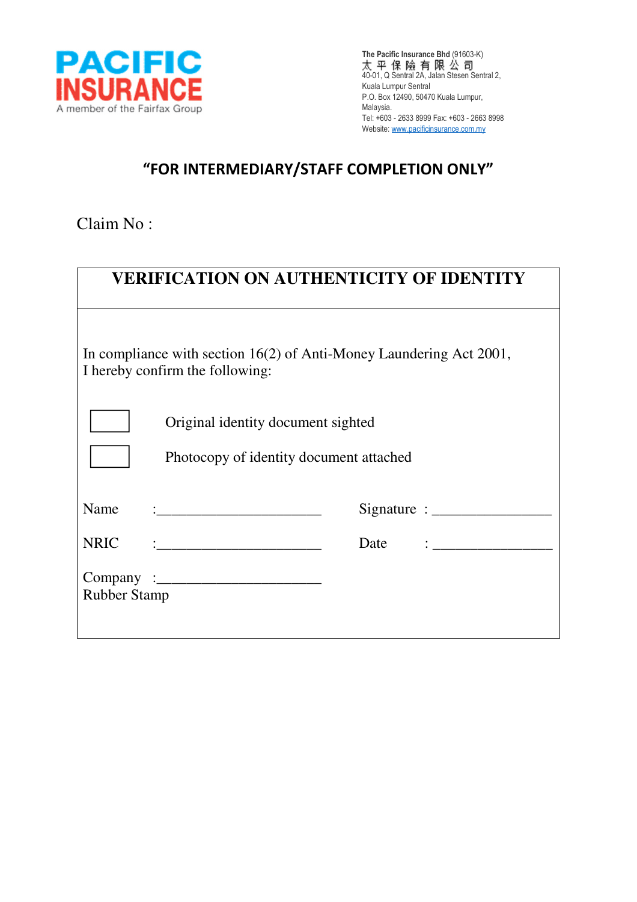PACIFIC INSURANCE
A member of the Fairfax Group

**The Pacific Insurance Bhd** (91603-K)
太平保險有限公司
40-01, Q Sentral 2A, Jalan Stesen Sentral 2,
Kuala Lumpur Sentral
P.O. Box 12490, 50470 Kuala Lumpur,
Malaysia.
Tel: +603 - 2633 8999 Fax: +603 - 2663 8998
Website: www.pacificinsurance.com.my

## "FOR INTERMEDIARY/STAFF COMPLETION ONLY"

Claim No :

# VERIFICATION ON AUTHENTICITY OF IDENTITY

In compliance with section 16(2) of Anti-Money Laundering Act 2001,
I hereby confirm the following:

☐ Original identity document sighted

☐ Photocopy of identity document attached

Name :______________________ Signature : ________________

NRIC :______________________ Date : ________________

Company Rubber Stamp :______________________